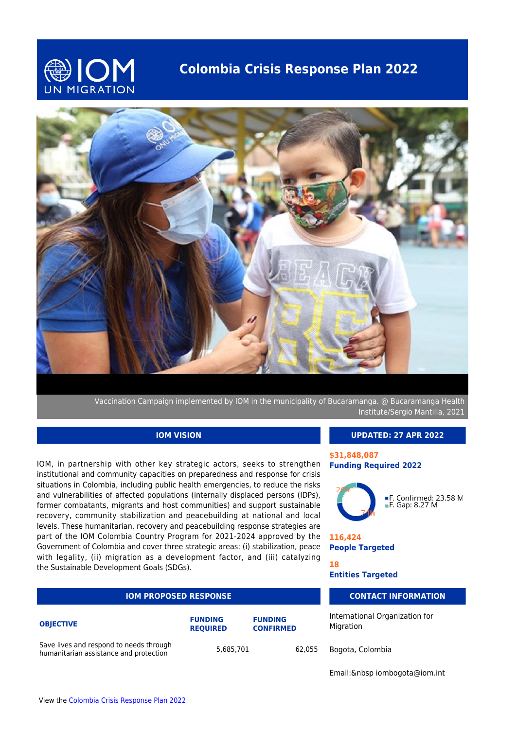# Colombia Crisis Response Plan 2022

Vaccination Campaign implemented by IOM in the municipality of Bucaramanga. @ Bucaramanga Health Institute/Sergio Mantilla, 2021

## IOM VISION

IOM, in partnership with other key strategic actors, seeks to strengthen institutional and community capacities on preparedness and response for crisis situations in Colombia, including public health emergencies, to reduce the risks and vulnerabilities of affected populations (internally displaced persons (IDPs), former combatants, migrants and host communities) and support sustainable recovery, community stabilization and peacebuilding at national and local levels. These humanitarian, recovery and peacebuilding response strategies are part of the IOM Colombia Country Program for 2021-2024 approved by the Government of Colombia and cover three strategic areas: (i) stabilization, peace with legality, (ii) migration as a development factor, and (iii) catalyzing the Sustainable Development Goals (SDGs).

## UPDATED: 27 APR 2022

**$31,848,087**
**Funding Required 2022**

26%
74%

- F. Confirmed: 23.58 M
- F. Gap: 8.27 M

**116,424**
**People Targeted**

**18**
**Entities Targeted**

## IOM PROPOSED RESPONSE

| OBJECTIVE | FUNDING REQUIRED | FUNDING CONFIRMED |
|---|---|---|
| Save lives and respond to needs through humanitarian assistance and protection | 5,685,701 | 62,055 |

## CONTACT INFORMATION

International Organization for Migration

Bogota, Colombia

Email:&nbsp iombogota@iom.int

View the Colombia Crisis Response Plan 2022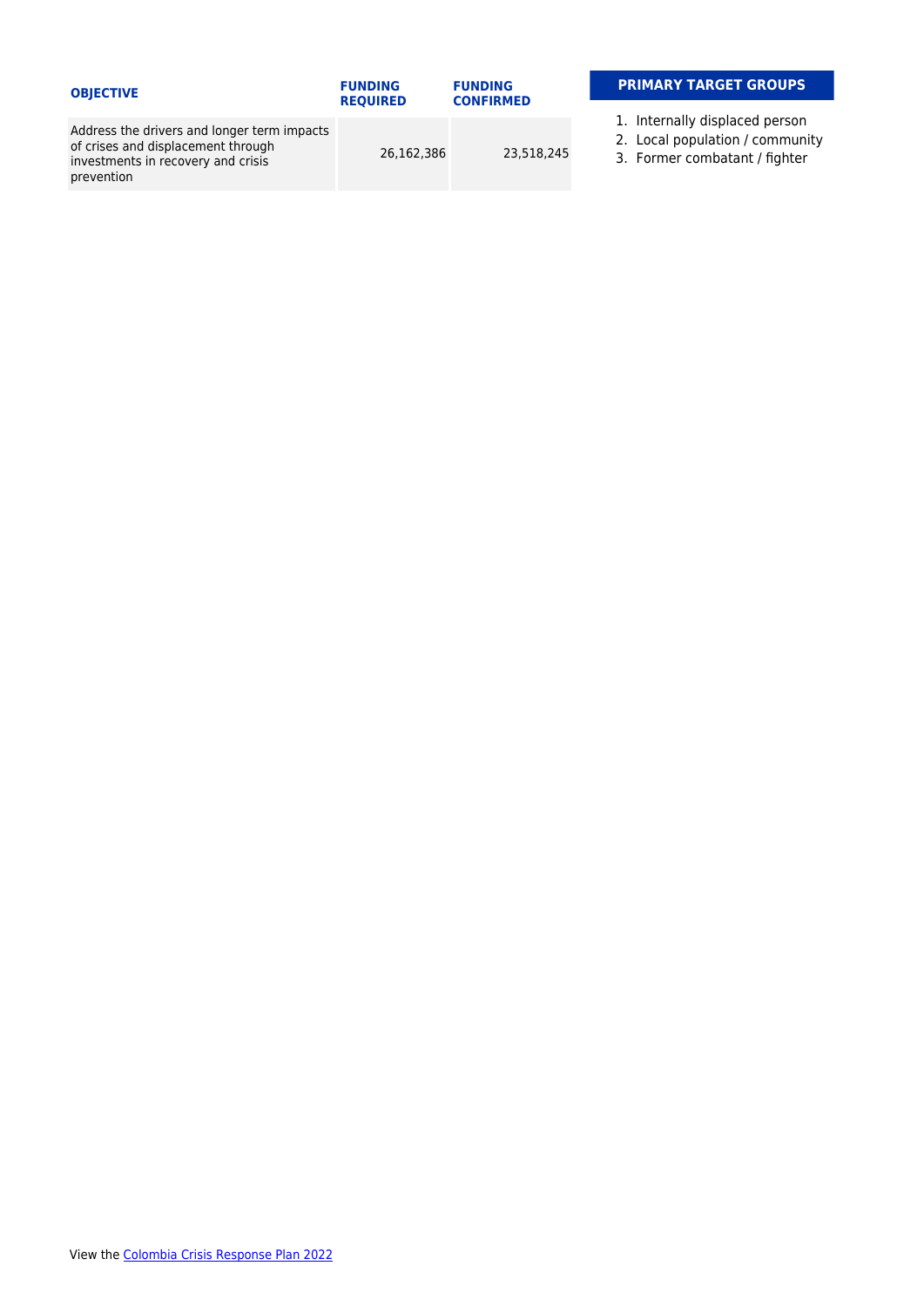| OBJECTIVE | FUNDING REQUIRED | FUNDING CONFIRMED |
| --- | --- | --- |
| Address the drivers and longer term impacts of crises and displacement through investments in recovery and crisis prevention | 26,162,386 | 23,518,245 |

**PRIMARY TARGET GROUPS**

1. Internally displaced person
2. Local population / community
3. Former combatant / fighter

View the [Colombia Crisis Response Plan 2022]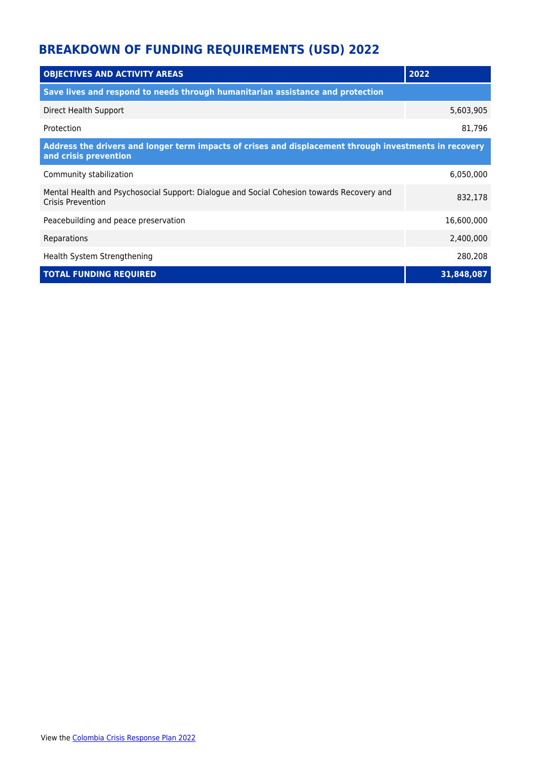## BREAKDOWN OF FUNDING REQUIREMENTS (USD) 2022

| OBJECTIVES AND ACTIVITY AREAS | 2022 |
|---|---|
| **Save lives and respond to needs through humanitarian assistance and protection** | |
| Direct Health Support | 5,603,905 |
| Protection | 81,796 |
| **Address the drivers and longer term impacts of crises and displacement through investments in recovery and crisis prevention** | |
| Community stabilization | 6,050,000 |
| Mental Health and Psychosocial Support: Dialogue and Social Cohesion towards Recovery and Crisis Prevention | 832,178 |
| Peacebuilding and peace preservation | 16,600,000 |
| Reparations | 2,400,000 |
| Health System Strengthening | 280,208 |
| **TOTAL FUNDING REQUIRED** | **31,848,087** |

View the Colombia Crisis Response Plan 2022